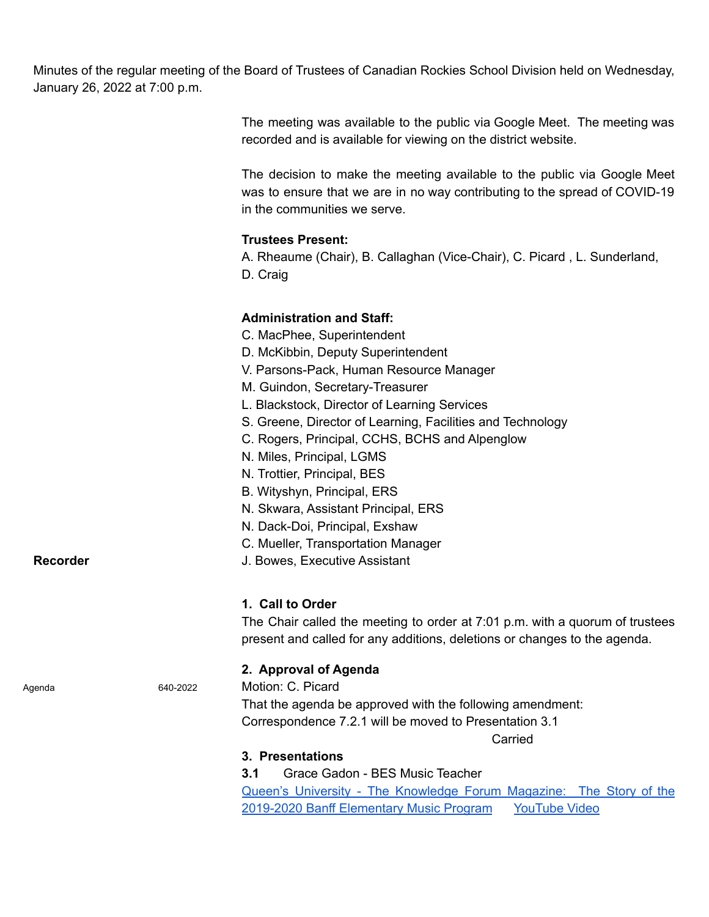Minutes of the regular meeting of the Board of Trustees of Canadian Rockies School Division held on Wednesday, January 26, 2022 at 7:00 p.m.

The meeting was available to the public via Google Meet. The meeting was recorded and is available for viewing on the district website.

The decision to make the meeting available to the public via Google Meet was to ensure that we are in no way contributing to the spread of COVID-19 in the communities we serve.

**Trustees Present:**
A. Rheaume (Chair), B. Callaghan (Vice-Chair), C. Picard , L. Sunderland, D. Craig

**Administration and Staff:**
C. MacPhee, Superintendent
D. McKibbin, Deputy Superintendent
V. Parsons-Pack, Human Resource Manager
M. Guindon, Secretary-Treasurer
L. Blackstock, Director of Learning Services
S. Greene, Director of Learning, Facilities and Technology
C. Rogers, Principal, CCHS, BCHS and Alpenglow
N. Miles, Principal, LGMS
N. Trottier, Principal, BES
B. Wityshyn, Principal, ERS
N. Skwara, Assistant Principal, ERS
N. Dack-Doi, Principal, Exshaw
C. Mueller, Transportation Manager

**Recorder** J. Bowes, Executive Assistant

## 1. Call to Order

The Chair called the meeting to order at 7:01 p.m. with a quorum of trustees present and called for any additions, deletions or changes to the agenda.

## 2. Approval of Agenda

Agenda 640-2022

Motion: C. Picard
That the agenda be approved with the following amendment:
Correspondence 7.2.1 will be moved to Presentation 3.1

Carried

## 3. Presentations

**3.1** Grace Gadon - BES Music Teacher

Queen's University - The Knowledge Forum Magazine: The Story of the 2019-2020 Banff Elementary Music Program YouTube Video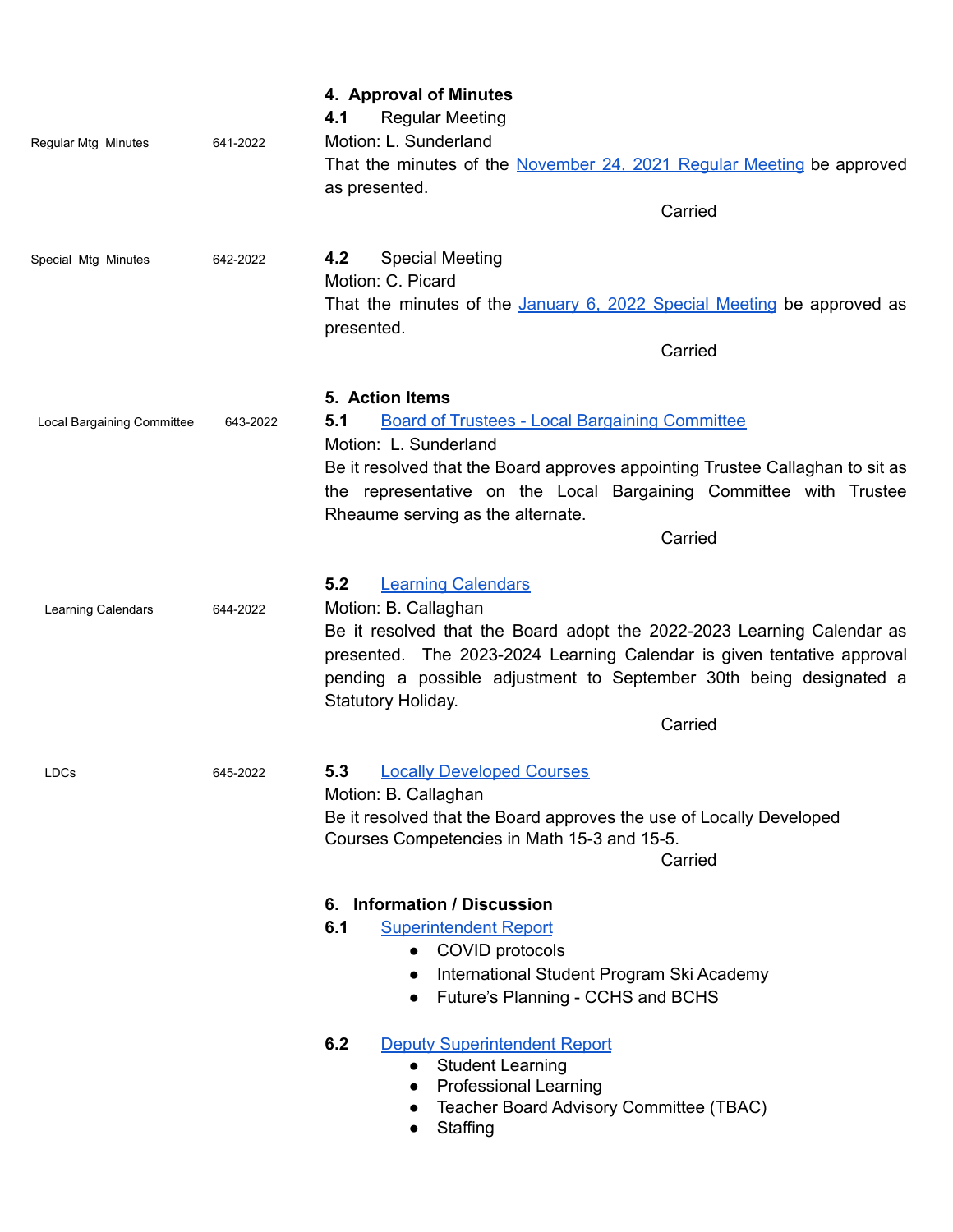## 4. Approval of Minutes

**4.1** Regular Meeting

Regular Mtg Minutes 641-2022

Motion: L. Sunderland

That the minutes of the November 24, 2021 Regular Meeting be approved as presented.

Carried

**4.2** Special Meeting

Special Mtg Minutes 642-2022

Motion: C. Picard

That the minutes of the January 6, 2022 Special Meeting be approved as presented.

Carried

## 5. Action Items

**5.1** Board of Trustees - Local Bargaining Committee

Local Bargaining Committee 643-2022

Motion: L. Sunderland

Be it resolved that the Board approves appointing Trustee Callaghan to sit as the representative on the Local Bargaining Committee with Trustee Rheaume serving as the alternate.

Carried

**5.2** Learning Calendars

Learning Calendars 644-2022

Motion: B. Callaghan

Be it resolved that the Board adopt the 2022-2023 Learning Calendar as presented. The 2023-2024 Learning Calendar is given tentative approval pending a possible adjustment to September 30th being designated a Statutory Holiday.

Carried

**5.3** Locally Developed Courses

LDCs 645-2022

Motion: B. Callaghan

Be it resolved that the Board approves the use of Locally Developed Courses Competencies in Math 15-3 and 15-5.

Carried

## 6. Information / Discussion

**6.1** Superintendent Report

- COVID protocols
- International Student Program Ski Academy
- Future's Planning - CCHS and BCHS

**6.2** Deputy Superintendent Report

- Student Learning
- Professional Learning
- Teacher Board Advisory Committee (TBAC)
- Staffing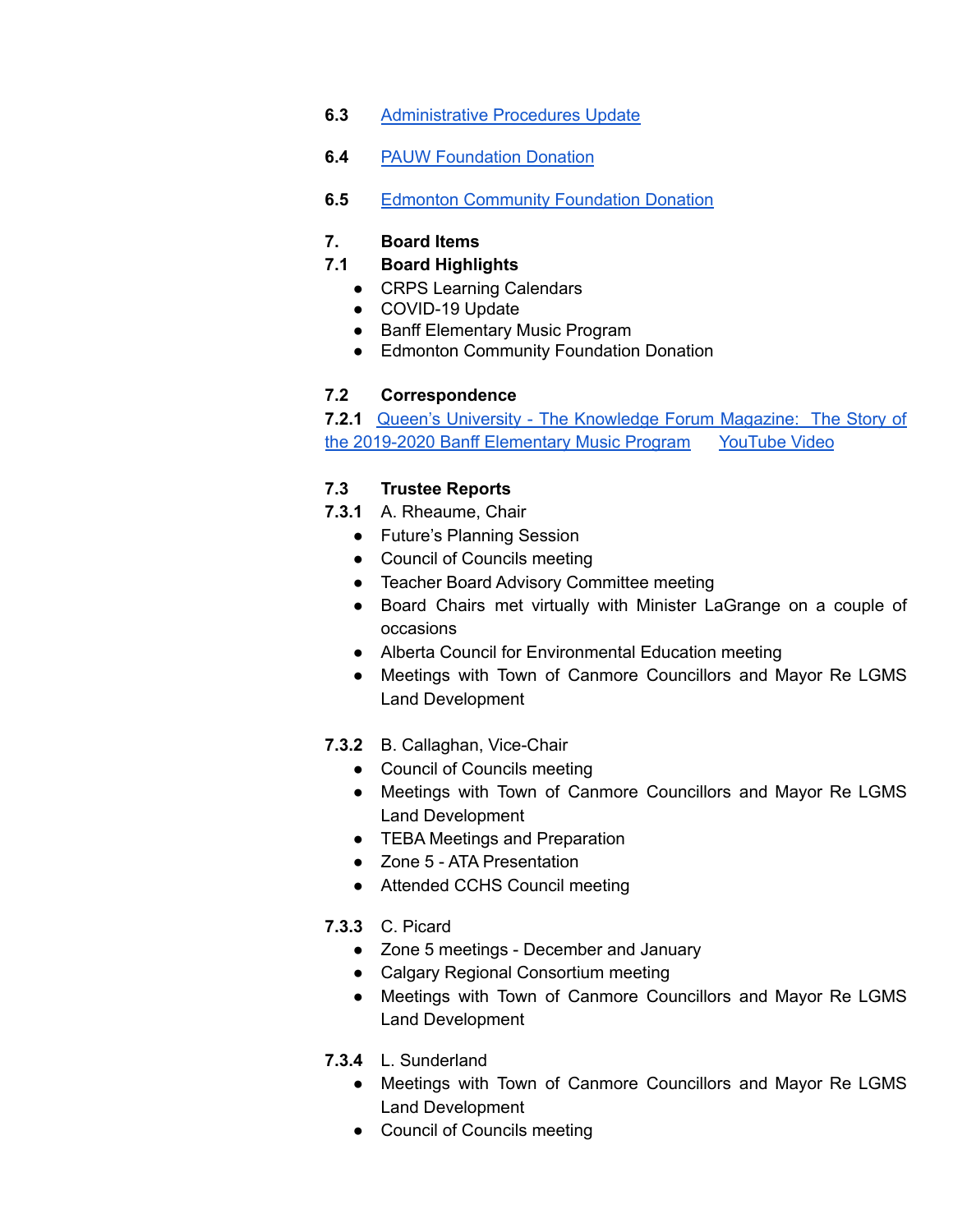**6.3** [Administrative Procedures Update]

**6.4** [PAUW Foundation Donation]

**6.5** [Edmonton Community Foundation Donation]

**7. Board Items**

**7.1 Board Highlights**

- CRPS Learning Calendars
- COVID-19 Update
- Banff Elementary Music Program
- Edmonton Community Foundation Donation

**7.2 Correspondence**

**7.2.1** [Queen's University - The Knowledge Forum Magazine: The Story of the 2019-2020 Banff Elementary Music Program] [YouTube Video]

**7.3 Trustee Reports**

**7.3.1** A. Rheaume, Chair

- Future's Planning Session
- Council of Councils meeting
- Teacher Board Advisory Committee meeting
- Board Chairs met virtually with Minister LaGrange on a couple of occasions
- Alberta Council for Environmental Education meeting
- Meetings with Town of Canmore Councillors and Mayor Re LGMS Land Development

**7.3.2** B. Callaghan, Vice-Chair

- Council of Councils meeting
- Meetings with Town of Canmore Councillors and Mayor Re LGMS Land Development
- TEBA Meetings and Preparation
- Zone 5 - ATA Presentation
- Attended CCHS Council meeting

**7.3.3** C. Picard

- Zone 5 meetings - December and January
- Calgary Regional Consortium meeting
- Meetings with Town of Canmore Councillors and Mayor Re LGMS Land Development

**7.3.4** L. Sunderland

- Meetings with Town of Canmore Councillors and Mayor Re LGMS Land Development
- Council of Councils meeting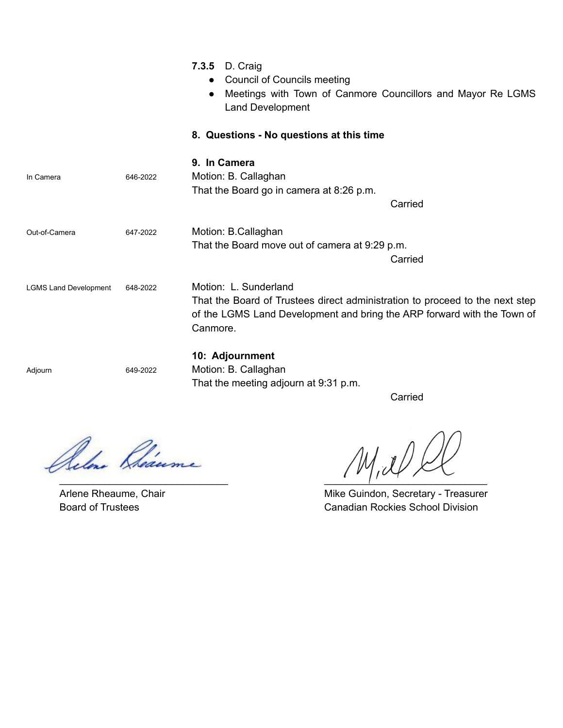**7.3.5** D. Craig

- Council of Councils meeting
- Meetings with Town of Canmore Councillors and Mayor Re LGMS Land Development

**8. Questions - No questions at this time**

**9. In Camera**

| | | |
|---|---|---|
| In Camera | 646-2022 | Motion: B. Callaghan<br>That the Board go in camera at 8:26 p.m.<br>Carried |
| Out-of-Camera | 647-2022 | Motion: B.Callaghan<br>That the Board move out of camera at 9:29 p.m.<br>Carried |
| LGMS Land Development | 648-2022 | Motion: L. Sunderland<br>That the Board of Trustees direct administration to proceed to the next step of the LGMS Land Development and bring the ARP forward with the Town of Canmore. |

**10: Adjournment**

| | | |
|---|---|---|
| Adjourn | 649-2022 | Motion: B. Callaghan<br>That the meeting adjourn at 9:31 p.m.<br>Carried |

Arlene Rheaume, Chair
Board of Trustees

Mike Guindon, Secretary - Treasurer
Canadian Rockies School Division